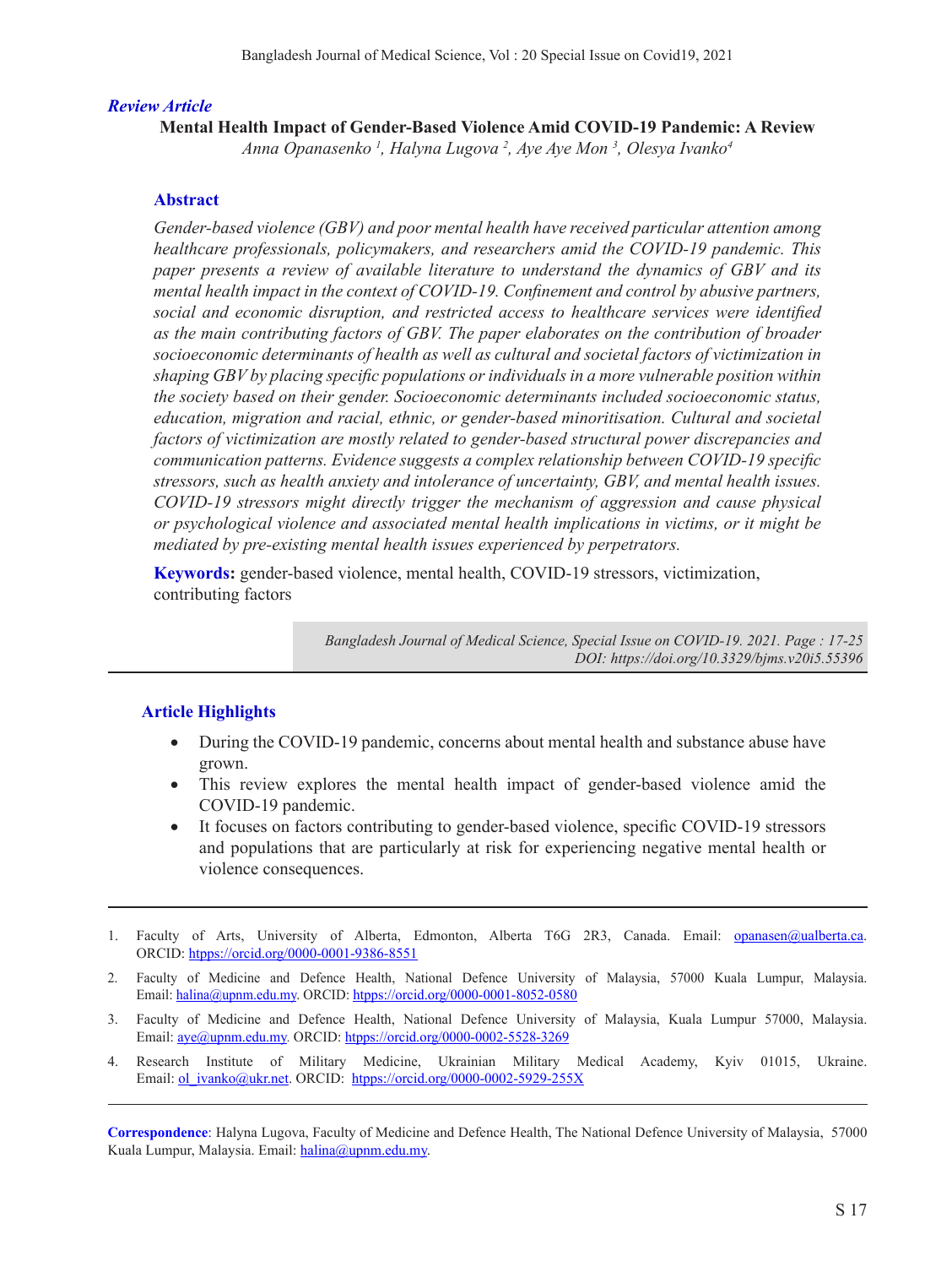*Review Article*

# Mental Health Impact of Gender-Based Violence Amid COVID-19 Pandemic: A Review

*Anna Opanasenko [1], Halyna Lugova [2], Aye Aye Mon [3], Olesya Ivanko[4]*

## Abstract

*Gender-based violence (GBV) and poor mental health have received particular attention among healthcare professionals, policymakers, and researchers amid the COVID-19 pandemic. This paper presents a review of available literature to understand the dynamics of GBV and its mental health impact in the context of COVID-19. Confinement and control by abusive partners, social and economic disruption, and restricted access to healthcare services were identified as the main contributing factors of GBV. The paper elaborates on the contribution of broader socioeconomic determinants of health as well as cultural and societal factors of victimization in shaping GBV by placing specific populations or individuals in a more vulnerable position within the society based on their gender. Socioeconomic determinants included socioeconomic status, education, migration and racial, ethnic, or gender-based minoritisation. Cultural and societal factors of victimization are mostly related to gender-based structural power discrepancies and communication patterns. Evidence suggests a complex relationship between COVID-19 specific stressors, such as health anxiety and intolerance of uncertainty, GBV, and mental health issues. COVID-19 stressors might directly trigger the mechanism of aggression and cause physical or psychological violence and associated mental health implications in victims, or it might be mediated by pre-existing mental health issues experienced by perpetrators.*

**Keywords:** gender-based violence, mental health, COVID-19 stressors, victimization, contributing factors

*Bangladesh Journal of Medical Science, Special Issue on COVID-19. 2021. Page : 17-25*
*DOI: https://doi.org/10.3329/bjms.v20i5.55396*

## Article Highlights

- During the COVID-19 pandemic, concerns about mental health and substance abuse have grown.
- This review explores the mental health impact of gender-based violence amid the COVID-19 pandemic.
- It focuses on factors contributing to gender-based violence, specific COVID-19 stressors and populations that are particularly at risk for experiencing negative mental health or violence consequences.

---

1. Faculty of Arts, University of Alberta, Edmonton, Alberta T6G 2R3, Canada. Email: opanasen@ualberta.ca. ORCID: htpps://orcid.org/0000-0001-9386-8551
2. Faculty of Medicine and Defence Health, National Defence University of Malaysia, 57000 Kuala Lumpur, Malaysia. Email: halina@upnm.edu.my. ORCID: htpps://orcid.org/0000-0001-8052-0580
3. Faculty of Medicine and Defence Health, National Defence University of Malaysia, Kuala Lumpur 57000, Malaysia. Email: aye@upnm.edu.my. ORCID: htpps://orcid.org/0000-0002-5528-3269
4. Research Institute of Military Medicine, Ukrainian Military Medical Academy, Kyiv 01015, Ukraine. Email: ol_ivanko@ukr.net. ORCID: htpps://orcid.org/0000-0002-5929-255X

**Correspondence**: Halyna Lugova, Faculty of Medicine and Defence Health, The National Defence University of Malaysia, 57000 Kuala Lumpur, Malaysia. Email: halina@upnm.edu.my.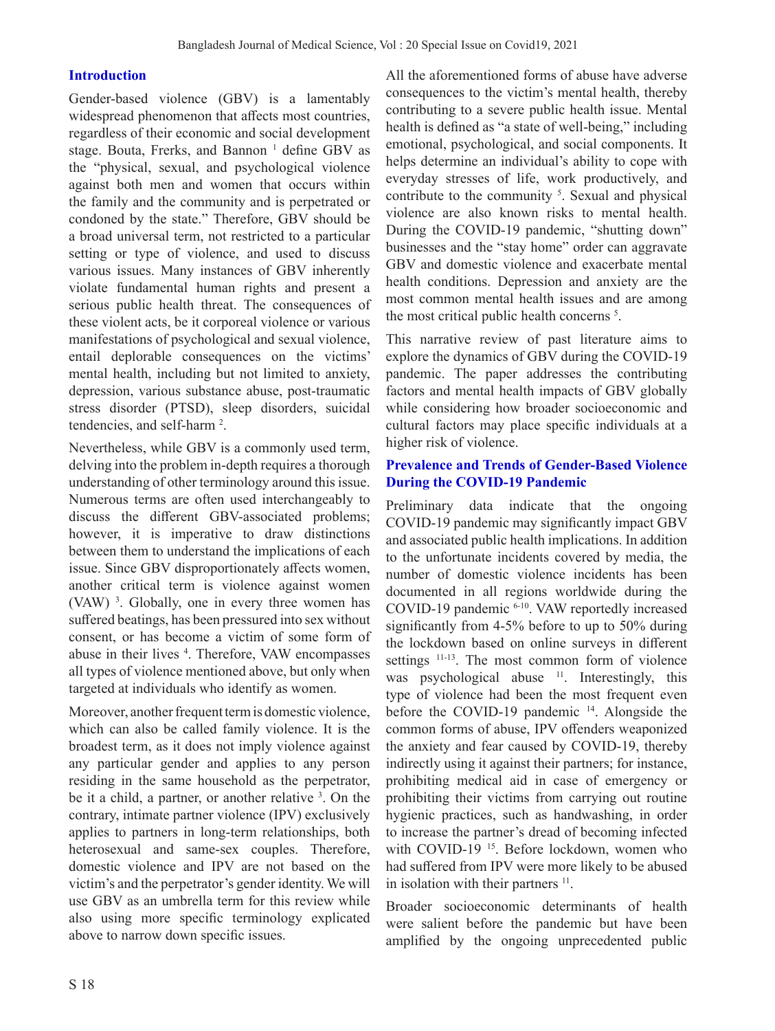## Introduction

Gender-based violence (GBV) is a lamentably widespread phenomenon that affects most countries, regardless of their economic and social development stage. Bouta, Frerks, and Bannon [1] define GBV as the "physical, sexual, and psychological violence against both men and women that occurs within the family and the community and is perpetrated or condoned by the state." Therefore, GBV should be a broad universal term, not restricted to a particular setting or type of violence, and used to discuss various issues. Many instances of GBV inherently violate fundamental human rights and present a serious public health threat. The consequences of these violent acts, be it corporeal violence or various manifestations of psychological and sexual violence, entail deplorable consequences on the victims' mental health, including but not limited to anxiety, depression, various substance abuse, post-traumatic stress disorder (PTSD), sleep disorders, suicidal tendencies, and self-harm [2].

Nevertheless, while GBV is a commonly used term, delving into the problem in-depth requires a thorough understanding of other terminology around this issue. Numerous terms are often used interchangeably to discuss the different GBV-associated problems; however, it is imperative to draw distinctions between them to understand the implications of each issue. Since GBV disproportionately affects women, another critical term is violence against women (VAW) [3]. Globally, one in every three women has suffered beatings, has been pressured into sex without consent, or has become a victim of some form of abuse in their lives [4]. Therefore, VAW encompasses all types of violence mentioned above, but only when targeted at individuals who identify as women.

Moreover, another frequent term is domestic violence, which can also be called family violence. It is the broadest term, as it does not imply violence against any particular gender and applies to any person residing in the same household as the perpetrator, be it a child, a partner, or another relative [3]. On the contrary, intimate partner violence (IPV) exclusively applies to partners in long-term relationships, both heterosexual and same-sex couples. Therefore, domestic violence and IPV are not based on the victim's and the perpetrator's gender identity. We will use GBV as an umbrella term for this review while also using more specific terminology explicated above to narrow down specific issues.

All the aforementioned forms of abuse have adverse consequences to the victim's mental health, thereby contributing to a severe public health issue. Mental health is defined as "a state of well-being," including emotional, psychological, and social components. It helps determine an individual's ability to cope with everyday stresses of life, work productively, and contribute to the community [5]. Sexual and physical violence are also known risks to mental health. During the COVID-19 pandemic, "shutting down" businesses and the "stay home" order can aggravate GBV and domestic violence and exacerbate mental health conditions. Depression and anxiety are the most common mental health issues and are among the most critical public health concerns [5].

This narrative review of past literature aims to explore the dynamics of GBV during the COVID-19 pandemic. The paper addresses the contributing factors and mental health impacts of GBV globally while considering how broader socioeconomic and cultural factors may place specific individuals at a higher risk of violence.

## Prevalence and Trends of Gender-Based Violence During the COVID-19 Pandemic

Preliminary data indicate that the ongoing COVID-19 pandemic may significantly impact GBV and associated public health implications. In addition to the unfortunate incidents covered by media, the number of domestic violence incidents has been documented in all regions worldwide during the COVID-19 pandemic [6-10]. VAW reportedly increased significantly from 4-5% before to up to 50% during the lockdown based on online surveys in different settings [11-13]. The most common form of violence was psychological abuse [11]. Interestingly, this type of violence had been the most frequent even before the COVID-19 pandemic [14]. Alongside the common forms of abuse, IPV offenders weaponized the anxiety and fear caused by COVID-19, thereby indirectly using it against their partners; for instance, prohibiting medical aid in case of emergency or prohibiting their victims from carrying out routine hygienic practices, such as handwashing, in order to increase the partner's dread of becoming infected with COVID-19 [15]. Before lockdown, women who had suffered from IPV were more likely to be abused in isolation with their partners [11].

Broader socioeconomic determinants of health were salient before the pandemic but have been amplified by the ongoing unprecedented public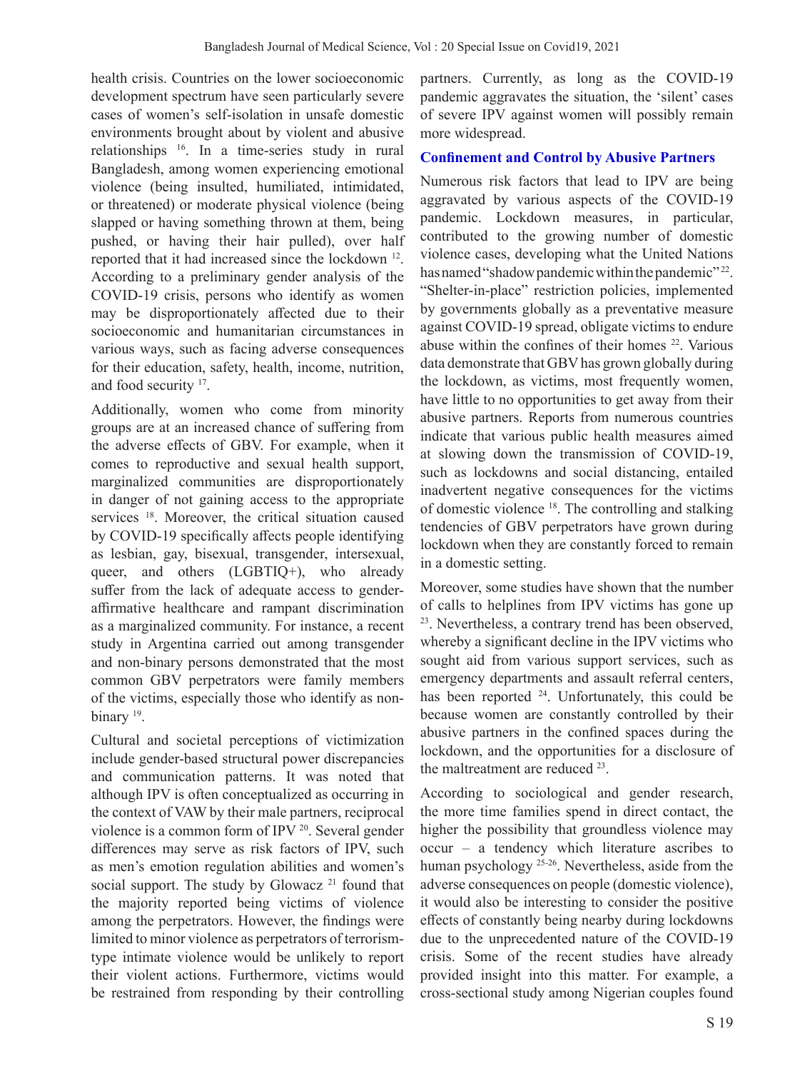health crisis. Countries on the lower socioeconomic development spectrum have seen particularly severe cases of women's self-isolation in unsafe domestic environments brought about by violent and abusive relationships [16]. In a time-series study in rural Bangladesh, among women experiencing emotional violence (being insulted, humiliated, intimidated, or threatened) or moderate physical violence (being slapped or having something thrown at them, being pushed, or having their hair pulled), over half reported that it had increased since the lockdown [12]. According to a preliminary gender analysis of the COVID-19 crisis, persons who identify as women may be disproportionately affected due to their socioeconomic and humanitarian circumstances in various ways, such as facing adverse consequences for their education, safety, health, income, nutrition, and food security [17].

Additionally, women who come from minority groups are at an increased chance of suffering from the adverse effects of GBV. For example, when it comes to reproductive and sexual health support, marginalized communities are disproportionately in danger of not gaining access to the appropriate services [18]. Moreover, the critical situation caused by COVID-19 specifically affects people identifying as lesbian, gay, bisexual, transgender, intersexual, queer, and others (LGBTIQ+), who already suffer from the lack of adequate access to gender-affirmative healthcare and rampant discrimination as a marginalized community. For instance, a recent study in Argentina carried out among transgender and non-binary persons demonstrated that the most common GBV perpetrators were family members of the victims, especially those who identify as non-binary [19].

Cultural and societal perceptions of victimization include gender-based structural power discrepancies and communication patterns. It was noted that although IPV is often conceptualized as occurring in the context of VAW by their male partners, reciprocal violence is a common form of IPV [20]. Several gender differences may serve as risk factors of IPV, such as men's emotion regulation abilities and women's social support. The study by Glowacz [21] found that the majority reported being victims of violence among the perpetrators. However, the findings were limited to minor violence as perpetrators of terrorism-type intimate violence would be unlikely to report their violent actions. Furthermore, victims would be restrained from responding by their controlling partners. Currently, as long as the COVID-19 pandemic aggravates the situation, the 'silent' cases of severe IPV against women will possibly remain more widespread.

## Confinement and Control by Abusive Partners

Numerous risk factors that lead to IPV are being aggravated by various aspects of the COVID-19 pandemic. Lockdown measures, in particular, contributed to the growing number of domestic violence cases, developing what the United Nations has named "shadow pandemic within the pandemic" [22]. "Shelter-in-place" restriction policies, implemented by governments globally as a preventative measure against COVID-19 spread, obligate victims to endure abuse within the confines of their homes [22]. Various data demonstrate that GBV has grown globally during the lockdown, as victims, most frequently women, have little to no opportunities to get away from their abusive partners. Reports from numerous countries indicate that various public health measures aimed at slowing down the transmission of COVID-19, such as lockdowns and social distancing, entailed inadvertent negative consequences for the victims of domestic violence [18]. The controlling and stalking tendencies of GBV perpetrators have grown during lockdown when they are constantly forced to remain in a domestic setting.

Moreover, some studies have shown that the number of calls to helplines from IPV victims has gone up [23]. Nevertheless, a contrary trend has been observed, whereby a significant decline in the IPV victims who sought aid from various support services, such as emergency departments and assault referral centers, has been reported [24]. Unfortunately, this could be because women are constantly controlled by their abusive partners in the confined spaces during the lockdown, and the opportunities for a disclosure of the maltreatment are reduced [23].

According to sociological and gender research, the more time families spend in direct contact, the higher the possibility that groundless violence may occur – a tendency which literature ascribes to human psychology [25-26]. Nevertheless, aside from the adverse consequences on people (domestic violence), it would also be interesting to consider the positive effects of constantly being nearby during lockdowns due to the unprecedented nature of the COVID-19 crisis. Some of the recent studies have already provided insight into this matter. For example, a cross-sectional study among Nigerian couples found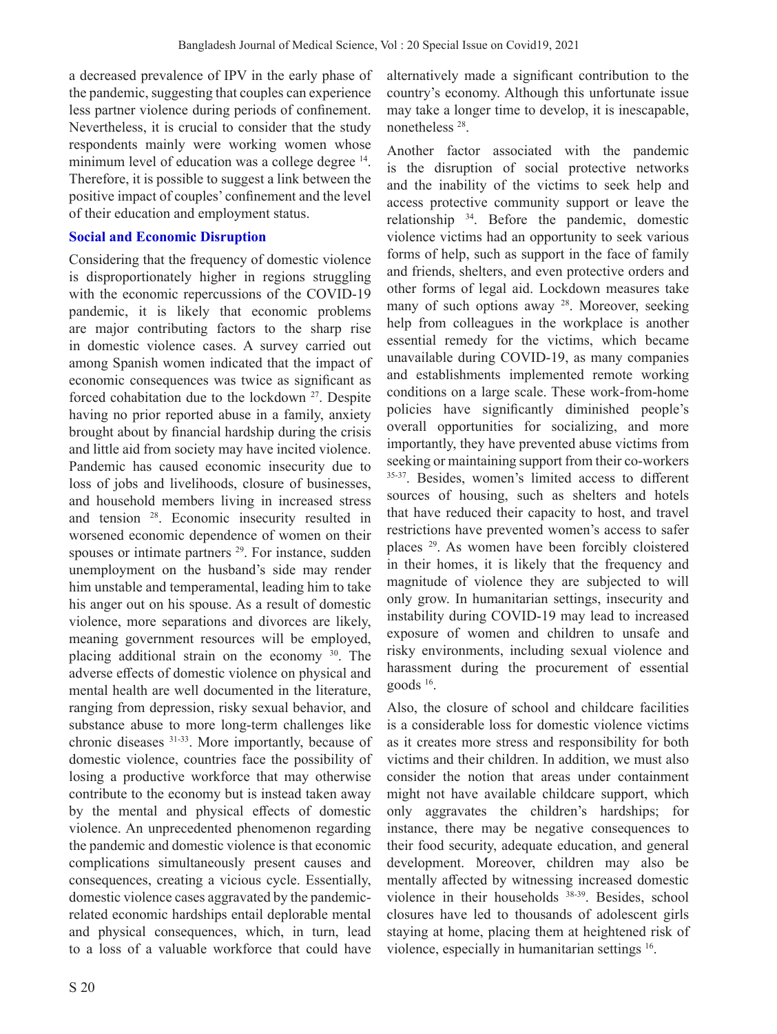a decreased prevalence of IPV in the early phase of the pandemic, suggesting that couples can experience less partner violence during periods of confinement. Nevertheless, it is crucial to consider that the study respondents mainly were working women whose minimum level of education was a college degree [14]. Therefore, it is possible to suggest a link between the positive impact of couples' confinement and the level of their education and employment status.

### Social and Economic Disruption

Considering that the frequency of domestic violence is disproportionately higher in regions struggling with the economic repercussions of the COVID-19 pandemic, it is likely that economic problems are major contributing factors to the sharp rise in domestic violence cases. A survey carried out among Spanish women indicated that the impact of economic consequences was twice as significant as forced cohabitation due to the lockdown [27]. Despite having no prior reported abuse in a family, anxiety brought about by financial hardship during the crisis and little aid from society may have incited violence. Pandemic has caused economic insecurity due to loss of jobs and livelihoods, closure of businesses, and household members living in increased stress and tension [28]. Economic insecurity resulted in worsened economic dependence of women on their spouses or intimate partners [29]. For instance, sudden unemployment on the husband's side may render him unstable and temperamental, leading him to take his anger out on his spouse. As a result of domestic violence, more separations and divorces are likely, meaning government resources will be employed, placing additional strain on the economy [30]. The adverse effects of domestic violence on physical and mental health are well documented in the literature, ranging from depression, risky sexual behavior, and substance abuse to more long-term challenges like chronic diseases [31-33]. More importantly, because of domestic violence, countries face the possibility of losing a productive workforce that may otherwise contribute to the economy but is instead taken away by the mental and physical effects of domestic violence. An unprecedented phenomenon regarding the pandemic and domestic violence is that economic complications simultaneously present causes and consequences, creating a vicious cycle. Essentially, domestic violence cases aggravated by the pandemic-related economic hardships entail deplorable mental and physical consequences, which, in turn, lead to a loss of a valuable workforce that could have alternatively made a significant contribution to the country's economy. Although this unfortunate issue may take a longer time to develop, it is inescapable, nonetheless [28].

Another factor associated with the pandemic is the disruption of social protective networks and the inability of the victims to seek help and access protective community support or leave the relationship [34]. Before the pandemic, domestic violence victims had an opportunity to seek various forms of help, such as support in the face of family and friends, shelters, and even protective orders and other forms of legal aid. Lockdown measures take many of such options away [28]. Moreover, seeking help from colleagues in the workplace is another essential remedy for the victims, which became unavailable during COVID-19, as many companies and establishments implemented remote working conditions on a large scale. These work-from-home policies have significantly diminished people's overall opportunities for socializing, and more importantly, they have prevented abuse victims from seeking or maintaining support from their co-workers [35-37]. Besides, women's limited access to different sources of housing, such as shelters and hotels that have reduced their capacity to host, and travel restrictions have prevented women's access to safer places [29]. As women have been forcibly cloistered in their homes, it is likely that the frequency and magnitude of violence they are subjected to will only grow. In humanitarian settings, insecurity and instability during COVID-19 may lead to increased exposure of women and children to unsafe and risky environments, including sexual violence and harassment during the procurement of essential goods [16].

Also, the closure of school and childcare facilities is a considerable loss for domestic violence victims as it creates more stress and responsibility for both victims and their children. In addition, we must also consider the notion that areas under containment might not have available childcare support, which only aggravates the children's hardships; for instance, there may be negative consequences to their food security, adequate education, and general development. Moreover, children may also be mentally affected by witnessing increased domestic violence in their households [38-39]. Besides, school closures have led to thousands of adolescent girls staying at home, placing them at heightened risk of violence, especially in humanitarian settings [16].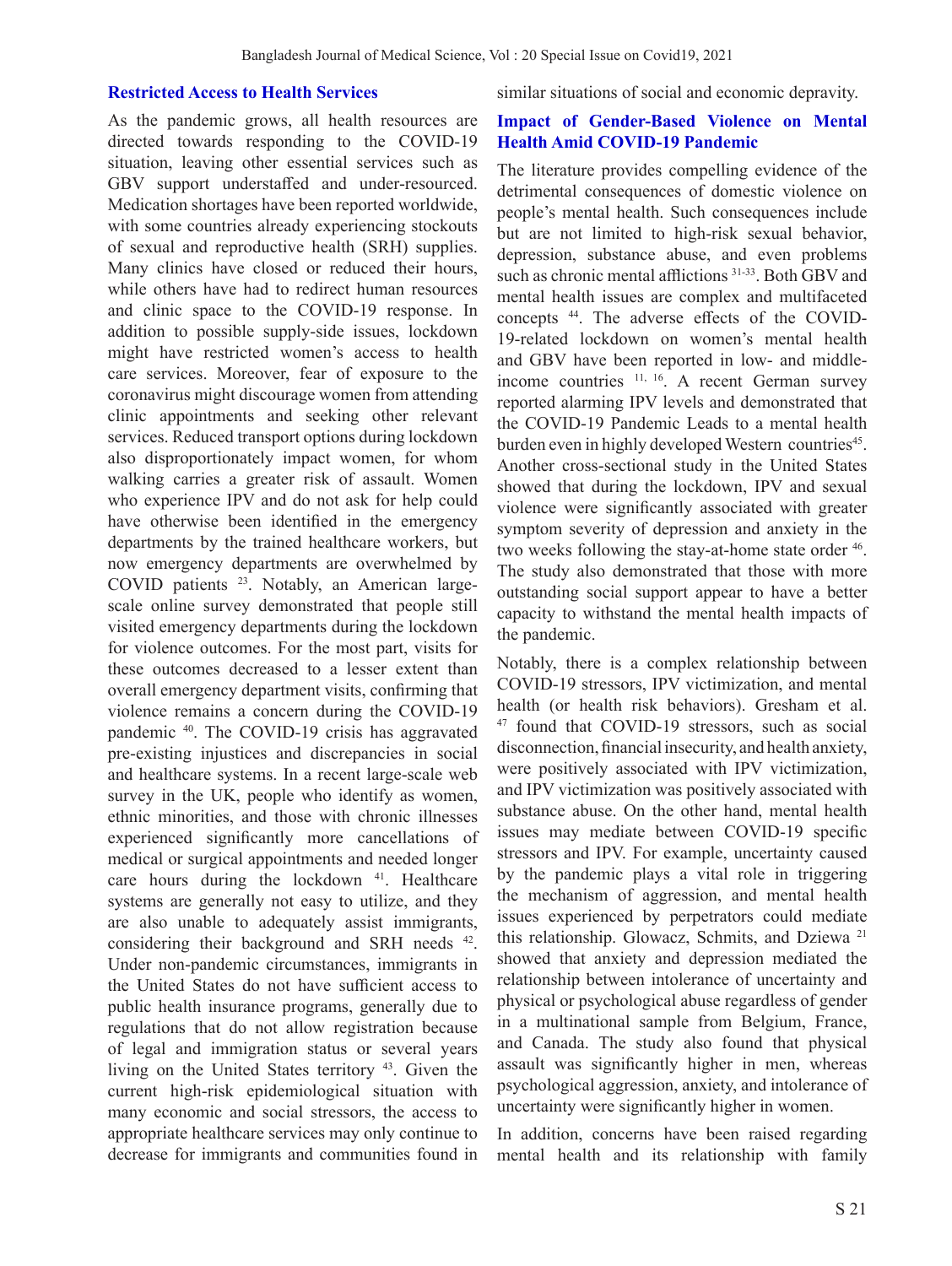## Restricted Access to Health Services

As the pandemic grows, all health resources are directed towards responding to the COVID-19 situation, leaving other essential services such as GBV support understaffed and under-resourced. Medication shortages have been reported worldwide, with some countries already experiencing stockouts of sexual and reproductive health (SRH) supplies. Many clinics have closed or reduced their hours, while others have had to redirect human resources and clinic space to the COVID-19 response. In addition to possible supply-side issues, lockdown might have restricted women's access to health care services. Moreover, fear of exposure to the coronavirus might discourage women from attending clinic appointments and seeking other relevant services. Reduced transport options during lockdown also disproportionately impact women, for whom walking carries a greater risk of assault. Women who experience IPV and do not ask for help could have otherwise been identified in the emergency departments by the trained healthcare workers, but now emergency departments are overwhelmed by COVID patients [23]. Notably, an American large-scale online survey demonstrated that people still visited emergency departments during the lockdown for violence outcomes. For the most part, visits for these outcomes decreased to a lesser extent than overall emergency department visits, confirming that violence remains a concern during the COVID-19 pandemic [40]. The COVID-19 crisis has aggravated pre-existing injustices and discrepancies in social and healthcare systems. In a recent large-scale web survey in the UK, people who identify as women, ethnic minorities, and those with chronic illnesses experienced significantly more cancellations of medical or surgical appointments and needed longer care hours during the lockdown [41]. Healthcare systems are generally not easy to utilize, and they are also unable to adequately assist immigrants, considering their background and SRH needs [42]. Under non-pandemic circumstances, immigrants in the United States do not have sufficient access to public health insurance programs, generally due to regulations that do not allow registration because of legal and immigration status or several years living on the United States territory [43]. Given the current high-risk epidemiological situation with many economic and social stressors, the access to appropriate healthcare services may only continue to decrease for immigrants and communities found in similar situations of social and economic depravity.

## Impact of Gender-Based Violence on Mental Health Amid COVID-19 Pandemic

The literature provides compelling evidence of the detrimental consequences of domestic violence on people's mental health. Such consequences include but are not limited to high-risk sexual behavior, depression, substance abuse, and even problems such as chronic mental afflictions [31-33]. Both GBV and mental health issues are complex and multifaceted concepts [44]. The adverse effects of the COVID-19-related lockdown on women's mental health and GBV have been reported in low- and middle-income countries [11, 16]. A recent German survey reported alarming IPV levels and demonstrated that the COVID-19 Pandemic Leads to a mental health burden even in highly developed Western countries[45]. Another cross-sectional study in the United States showed that during the lockdown, IPV and sexual violence were significantly associated with greater symptom severity of depression and anxiety in the two weeks following the stay-at-home state order [46]. The study also demonstrated that those with more outstanding social support appear to have a better capacity to withstand the mental health impacts of the pandemic.

Notably, there is a complex relationship between COVID-19 stressors, IPV victimization, and mental health (or health risk behaviors). Gresham et al. [47] found that COVID-19 stressors, such as social disconnection, financial insecurity, and health anxiety, were positively associated with IPV victimization, and IPV victimization was positively associated with substance abuse. On the other hand, mental health issues may mediate between COVID-19 specific stressors and IPV. For example, uncertainty caused by the pandemic plays a vital role in triggering the mechanism of aggression, and mental health issues experienced by perpetrators could mediate this relationship. Glowacz, Schmits, and Dziewa [21] showed that anxiety and depression mediated the relationship between intolerance of uncertainty and physical or psychological abuse regardless of gender in a multinational sample from Belgium, France, and Canada. The study also found that physical assault was significantly higher in men, whereas psychological aggression, anxiety, and intolerance of uncertainty were significantly higher in women.

In addition, concerns have been raised regarding mental health and its relationship with family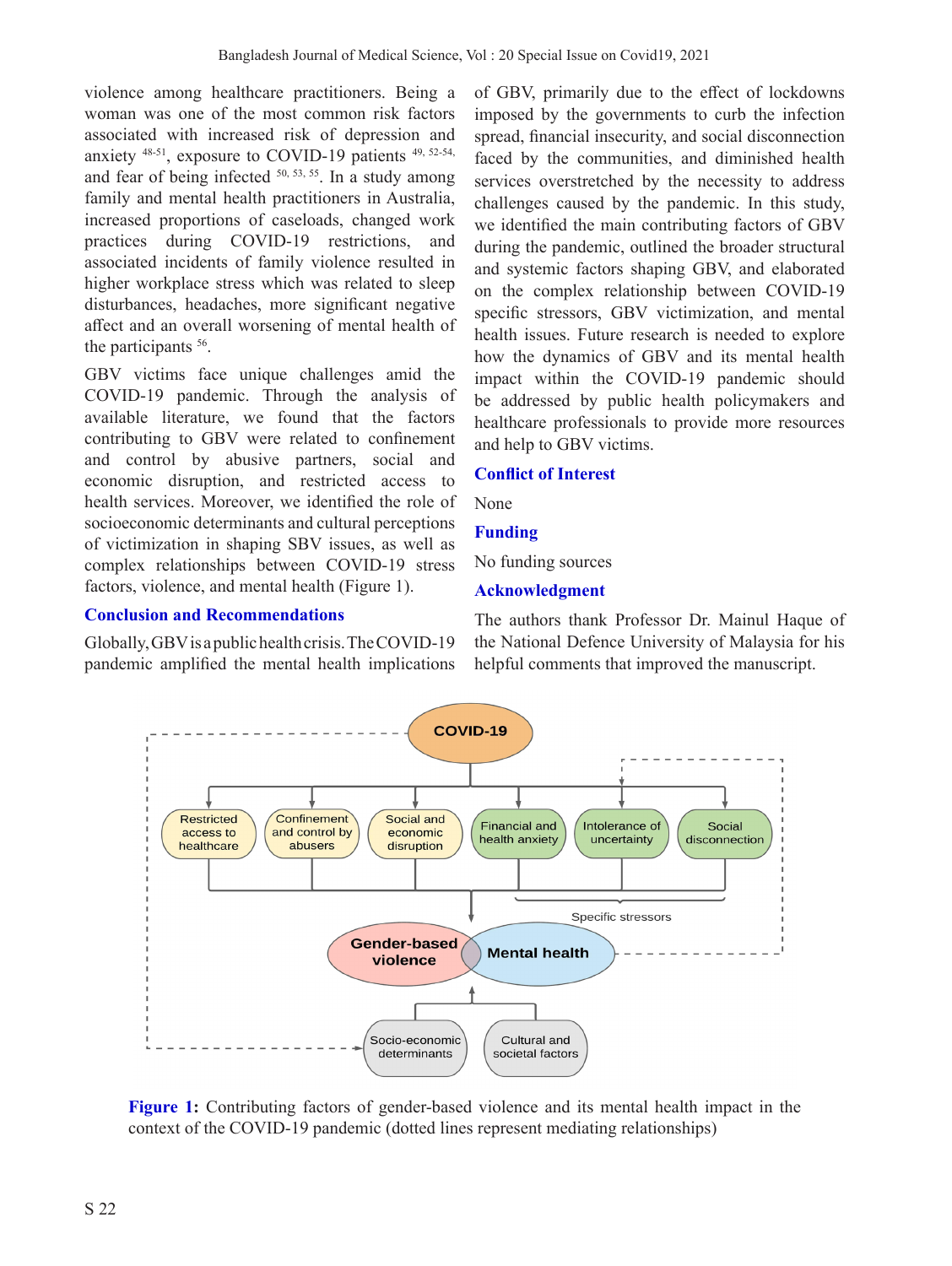violence among healthcare practitioners. Being a woman was one of the most common risk factors associated with increased risk of depression and anxiety [48-51], exposure to COVID-19 patients [49, 52-54], and fear of being infected [50, 53, 55]. In a study among family and mental health practitioners in Australia, increased proportions of caseloads, changed work practices during COVID-19 restrictions, and associated incidents of family violence resulted in higher workplace stress which was related to sleep disturbances, headaches, more significant negative affect and an overall worsening of mental health of the participants [56].

GBV victims face unique challenges amid the COVID-19 pandemic. Through the analysis of available literature, we found that the factors contributing to GBV were related to confinement and control by abusive partners, social and economic disruption, and restricted access to health services. Moreover, we identified the role of socioeconomic determinants and cultural perceptions of victimization in shaping SBV issues, as well as complex relationships between COVID-19 stress factors, violence, and mental health (Figure 1).

## Conclusion and Recommendations

Globally, GBV is a public health crisis. The COVID-19 pandemic amplified the mental health implications of GBV, primarily due to the effect of lockdowns imposed by the governments to curb the infection spread, financial insecurity, and social disconnection faced by the communities, and diminished health services overstretched by the necessity to address challenges caused by the pandemic. In this study, we identified the main contributing factors of GBV during the pandemic, outlined the broader structural and systemic factors shaping GBV, and elaborated on the complex relationship between COVID-19 specific stressors, GBV victimization, and mental health issues. Future research is needed to explore how the dynamics of GBV and its mental health impact within the COVID-19 pandemic should be addressed by public health policymakers and healthcare professionals to provide more resources and help to GBV victims.

## Conflict of Interest

None

## Funding

No funding sources

## Acknowledgment

The authors thank Professor Dr. Mainul Haque of the National Defence University of Malaysia for his helpful comments that improved the manuscript.

**Figure 1:** Contributing factors of gender-based violence and its mental health impact in the context of the COVID-19 pandemic (dotted lines represent mediating relationships)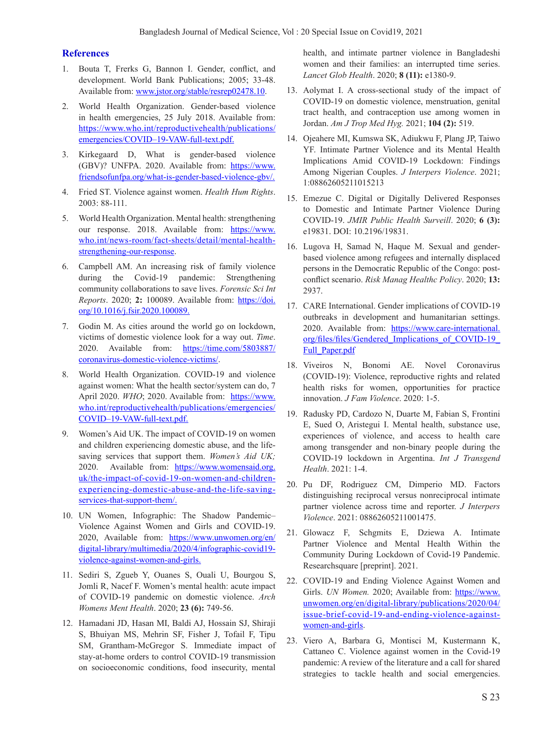## References

1. Bouta T, Frerks G, Bannon I. Gender, conflict, and development. World Bank Publications; 2005; 33-48. Available from: www.jstor.org/stable/resrep02478.10.
2. World Health Organization. Gender-based violence in health emergencies, 25 July 2018. Available from: https://www.who.int/reproductivehealth/publications/emergencies/COVID–19-VAW-full-text.pdf.
3. Kirkegaard D, What is gender-based violence (GBV)? UNFPA. 2020. Available from: https://www.friendsofunfpa.org/what-is-gender-based-violence-gbv/.
4. Fried ST. Violence against women. *Health Hum Rights*. 2003: 88-111.
5. World Health Organization. Mental health: strengthening our response. 2018. Available from: https://www.who.int/news-room/fact-sheets/detail/mental-health-strengthening-our-response.
6. Campbell AM. An increasing risk of family violence during the Covid-19 pandemic: Strengthening community collaborations to save lives. *Forensic Sci Int Reports*. 2020; **2:** 100089. Available from: https://doi.org/10.1016/j.fsir.2020.100089.
7. Godin M. As cities around the world go on lockdown, victims of domestic violence look for a way out. *Time*. 2020. Available from: https://time.com/5803887/coronavirus-domestic-violence-victims/.
8. World Health Organization. COVID-19 and violence against women: What the health sector/system can do, 7 April 2020. *WHO*; 2020. Available from: https://www.who.int/reproductivehealth/publications/emergencies/COVID–19-VAW-full-text.pdf.
9. Women's Aid UK. The impact of COVID-19 on women and children experiencing domestic abuse, and the life-saving services that support them. *Women's Aid UK;* 2020. Available from: https://www.womensaid.org.uk/the-impact-of-covid-19-on-women-and-children-experiencing-domestic-abuse-and-the-life-saving-services-that-support-them/.
10. UN Women, Infographic: The Shadow Pandemic– Violence Against Women and Girls and COVID-19. 2020, Available from: https://www.unwomen.org/en/digital-library/multimedia/2020/4/infographic-covid19-violence-against-women-and-girls.
11. Sediri S, Zgueb Y, Ouanes S, Ouali U, Bourgou S, Jomli R, Nacef F. Women's mental health: acute impact of COVID-19 pandemic on domestic violence. *Arch Womens Ment Health*. 2020; **23 (6):** 749-56.
12. Hamadani JD, Hasan MI, Baldi AJ, Hossain SJ, Shiraji S, Bhuiyan MS, Mehrin SF, Fisher J, Tofail F, Tipu SM, Grantham-McGregor S. Immediate impact of stay-at-home orders to control COVID-19 transmission on socioeconomic conditions, food insecurity, mental health, and intimate partner violence in Bangladeshi women and their families: an interrupted time series. *Lancet Glob Health*. 2020; **8 (11):** e1380-9.
13. Aolymat I. A cross-sectional study of the impact of COVID-19 on domestic violence, menstruation, genital tract health, and contraception use among women in Jordan. *Am J Trop Med Hyg.* 2021; **104 (2):** 519.
14. Ojeahere MI, Kumswa SK, Adiukwu F, Plang JP, Taiwo YF. Intimate Partner Violence and its Mental Health Implications Amid COVID-19 Lockdown: Findings Among Nigerian Couples. *J Interpers Violence*. 2021; 1:08862605211015213
15. Emezue C. Digital or Digitally Delivered Responses to Domestic and Intimate Partner Violence During COVID-19. *JMIR Public Health Surveill*. 2020; **6 (3):** e19831. DOI: 10.2196/19831.
16. Lugova H, Samad N, Haque M. Sexual and gender-based violence among refugees and internally displaced persons in the Democratic Republic of the Congo: post-conflict scenario. *Risk Manag Healthc Policy*. 2020; **13:** 2937.
17. CARE International. Gender implications of COVID-19 outbreaks in development and humanitarian settings. 2020. Available from: https://www.care-international.org/files/files/Gendered_Implications_of_COVID-19_Full_Paper.pdf
18. Viveiros N, Bonomi AE. Novel Coronavirus (COVID-19): Violence, reproductive rights and related health risks for women, opportunities for practice innovation. *J Fam Violence*. 2020: 1-5.
19. Radusky PD, Cardozo N, Duarte M, Fabian S, Frontini E, Sued O, Aristegui I. Mental health, substance use, experiences of violence, and access to health care among transgender and non-binary people during the COVID-19 lockdown in Argentina. *Int J Transgend Health*. 2021: 1-4.
20. Pu DF, Rodriguez CM, Dimperio MD. Factors distinguishing reciprocal versus nonreciprocal intimate partner violence across time and reporter. *J Interpers Violence*. 2021: 08862605211001475.
21. Glowacz F, Schgmits E, Dziewa A. Intimate Partner Violence and Mental Health Within the Community During Lockdown of Covid-19 Pandemic. Researchsquare [preprint]. 2021.
22. COVID-19 and Ending Violence Against Women and Girls. *UN Women.* 2020; Available from: https://www.unwomen.org/en/digital-library/publications/2020/04/issue-brief-covid-19-and-ending-violence-against-women-and-girls.
23. Viero A, Barbara G, Montisci M, Kustermann K, Cattaneo C. Violence against women in the Covid-19 pandemic: A review of the literature and a call for shared strategies to tackle health and social emergencies.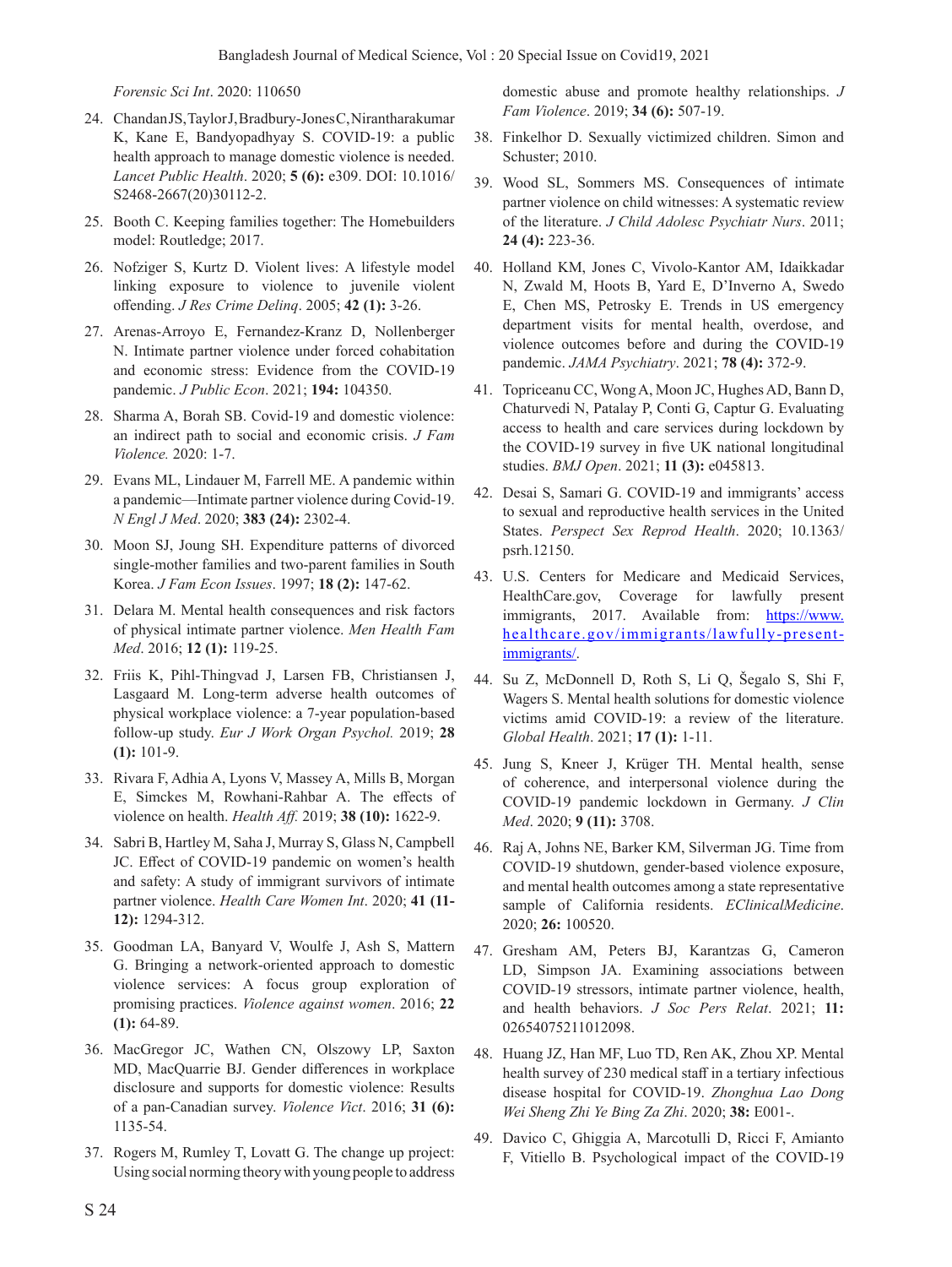*Forensic Sci Int*. 2020: 110650

24. Chandan JS, Taylor J, Bradbury-Jones C, Nirantharakumar K, Kane E, Bandyopadhyay S. COVID-19: a public health approach to manage domestic violence is needed. *Lancet Public Health*. 2020; **5 (6):** e309. DOI: 10.1016/S2468-2667(20)30112-2.
25. Booth C. Keeping families together: The Homebuilders model: Routledge; 2017.
26. Nofziger S, Kurtz D. Violent lives: A lifestyle model linking exposure to violence to juvenile violent offending. *J Res Crime Delinq*. 2005; **42 (1):** 3-26.
27. Arenas-Arroyo E, Fernandez-Kranz D, Nollenberger N. Intimate partner violence under forced cohabitation and economic stress: Evidence from the COVID-19 pandemic. *J Public Econ*. 2021; **194:** 104350.
28. Sharma A, Borah SB. Covid-19 and domestic violence: an indirect path to social and economic crisis. *J Fam Violence.* 2020: 1-7.
29. Evans ML, Lindauer M, Farrell ME. A pandemic within a pandemic—Intimate partner violence during Covid-19. *N Engl J Med*. 2020; **383 (24):** 2302-4.
30. Moon SJ, Joung SH. Expenditure patterns of divorced single-mother families and two-parent families in South Korea. *J Fam Econ Issues*. 1997; **18 (2):** 147-62.
31. Delara M. Mental health consequences and risk factors of physical intimate partner violence. *Men Health Fam Med*. 2016; **12 (1):** 119-25.
32. Friis K, Pihl-Thingvad J, Larsen FB, Christiansen J, Lasgaard M. Long-term adverse health outcomes of physical workplace violence: a 7-year population-based follow-up study. *Eur J Work Organ Psychol.* 2019; **28 (1):** 101-9.
33. Rivara F, Adhia A, Lyons V, Massey A, Mills B, Morgan E, Simckes M, Rowhani-Rahbar A. The effects of violence on health. *Health Aff.* 2019; **38 (10):** 1622-9.
34. Sabri B, Hartley M, Saha J, Murray S, Glass N, Campbell JC. Effect of COVID-19 pandemic on women's health and safety: A study of immigrant survivors of intimate partner violence. *Health Care Women Int*. 2020; **41 (11-12):** 1294-312.
35. Goodman LA, Banyard V, Woulfe J, Ash S, Mattern G. Bringing a network-oriented approach to domestic violence services: A focus group exploration of promising practices. *Violence against women*. 2016; **22 (1):** 64-89.
36. MacGregor JC, Wathen CN, Olszowy LP, Saxton MD, MacQuarrie BJ. Gender differences in workplace disclosure and supports for domestic violence: Results of a pan-Canadian survey. *Violence Vict*. 2016; **31 (6):** 1135-54.
37. Rogers M, Rumley T, Lovatt G. The change up project: Using social norming theory with young people to address domestic abuse and promote healthy relationships. *J Fam Violence*. 2019; **34 (6):** 507-19.
38. Finkelhor D. Sexually victimized children. Simon and Schuster; 2010.
39. Wood SL, Sommers MS. Consequences of intimate partner violence on child witnesses: A systematic review of the literature. *J Child Adolesc Psychiatr Nurs*. 2011; **24 (4):** 223-36.
40. Holland KM, Jones C, Vivolo-Kantor AM, Idaikkadar N, Zwald M, Hoots B, Yard E, D'Inverno A, Swedo E, Chen MS, Petrosky E. Trends in US emergency department visits for mental health, overdose, and violence outcomes before and during the COVID-19 pandemic. *JAMA Psychiatry*. 2021; **78 (4):** 372-9.
41. Topriceanu CC, Wong A, Moon JC, Hughes AD, Bann D, Chaturvedi N, Patalay P, Conti G, Captur G. Evaluating access to health and care services during lockdown by the COVID-19 survey in five UK national longitudinal studies. *BMJ Open*. 2021; **11 (3):** e045813.
42. Desai S, Samari G. COVID-19 and immigrants' access to sexual and reproductive health services in the United States. *Perspect Sex Reprod Health*. 2020; 10.1363/psrh.12150.
43. U.S. Centers for Medicare and Medicaid Services, HealthCare.gov, Coverage for lawfully present immigrants, 2017. Available from: [https://www.healthcare.gov/immigrants/lawfully-present-immigrants/](https://www.healthcare.gov/immigrants/lawfully-present-immigrants/).
44. Su Z, McDonnell D, Roth S, Li Q, Šegalo S, Shi F, Wagers S. Mental health solutions for domestic violence victims amid COVID-19: a review of the literature. *Global Health*. 2021; **17 (1):** 1-11.
45. Jung S, Kneer J, Krüger TH. Mental health, sense of coherence, and interpersonal violence during the COVID-19 pandemic lockdown in Germany. *J Clin Med*. 2020; **9 (11):** 3708.
46. Raj A, Johns NE, Barker KM, Silverman JG. Time from COVID-19 shutdown, gender-based violence exposure, and mental health outcomes among a state representative sample of California residents. *EClinicalMedicine*. 2020; **26:** 100520.
47. Gresham AM, Peters BJ, Karantzas G, Cameron LD, Simpson JA. Examining associations between COVID-19 stressors, intimate partner violence, health, and health behaviors. *J Soc Pers Relat*. 2021; **11:** 02654075211012098.
48. Huang JZ, Han MF, Luo TD, Ren AK, Zhou XP. Mental health survey of 230 medical staff in a tertiary infectious disease hospital for COVID-19. *Zhonghua Lao Dong Wei Sheng Zhi Ye Bing Za Zhi*. 2020; **38:** E001-.
49. Davico C, Ghiggia A, Marcotulli D, Ricci F, Amianto F, Vitiello B. Psychological impact of the COVID-19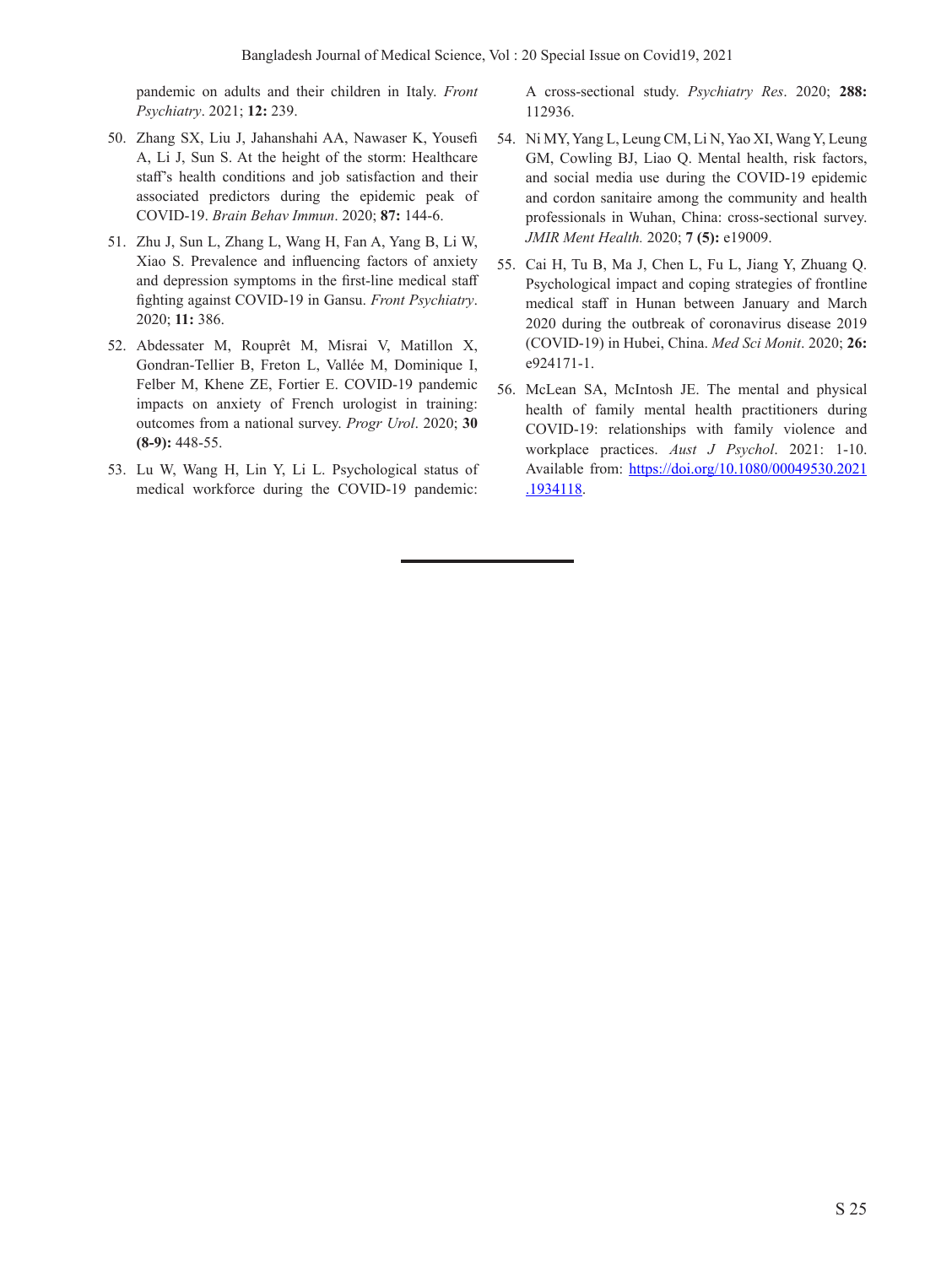pandemic on adults and their children in Italy. *Front Psychiatry*. 2021; **12:** 239.

50. Zhang SX, Liu J, Jahanshahi AA, Nawaser K, Yousefi A, Li J, Sun S. At the height of the storm: Healthcare staff's health conditions and job satisfaction and their associated predictors during the epidemic peak of COVID-19. *Brain Behav Immun*. 2020; **87:** 144-6.

51. Zhu J, Sun L, Zhang L, Wang H, Fan A, Yang B, Li W, Xiao S. Prevalence and influencing factors of anxiety and depression symptoms in the first-line medical staff fighting against COVID-19 in Gansu. *Front Psychiatry*. 2020; **11:** 386.

52. Abdessater M, Rouprêt M, Misrai V, Matillon X, Gondran-Tellier B, Freton L, Vallée M, Dominique I, Felber M, Khene ZE, Fortier E. COVID-19 pandemic impacts on anxiety of French urologist in training: outcomes from a national survey. *Progr Urol*. 2020; **30 (8-9):** 448-55.

53. Lu W, Wang H, Lin Y, Li L. Psychological status of medical workforce during the COVID-19 pandemic: A cross-sectional study. *Psychiatry Res*. 2020; **288:** 112936.

54. Ni MY, Yang L, Leung CM, Li N, Yao XI, Wang Y, Leung GM, Cowling BJ, Liao Q. Mental health, risk factors, and social media use during the COVID-19 epidemic and cordon sanitaire among the community and health professionals in Wuhan, China: cross-sectional survey. *JMIR Ment Health.* 2020; **7 (5):** e19009.

55. Cai H, Tu B, Ma J, Chen L, Fu L, Jiang Y, Zhuang Q. Psychological impact and coping strategies of frontline medical staff in Hunan between January and March 2020 during the outbreak of coronavirus disease 2019 (COVID-19) in Hubei, China. *Med Sci Monit*. 2020; **26:** e924171-1.

56. McLean SA, McIntosh JE. The mental and physical health of family mental health practitioners during COVID-19: relationships with family violence and workplace practices. *Aust J Psychol*. 2021: 1-10. Available from: [https://doi.org/10.1080/00049530.2021.1934118](https://doi.org/10.1080/00049530.2021.1934118).